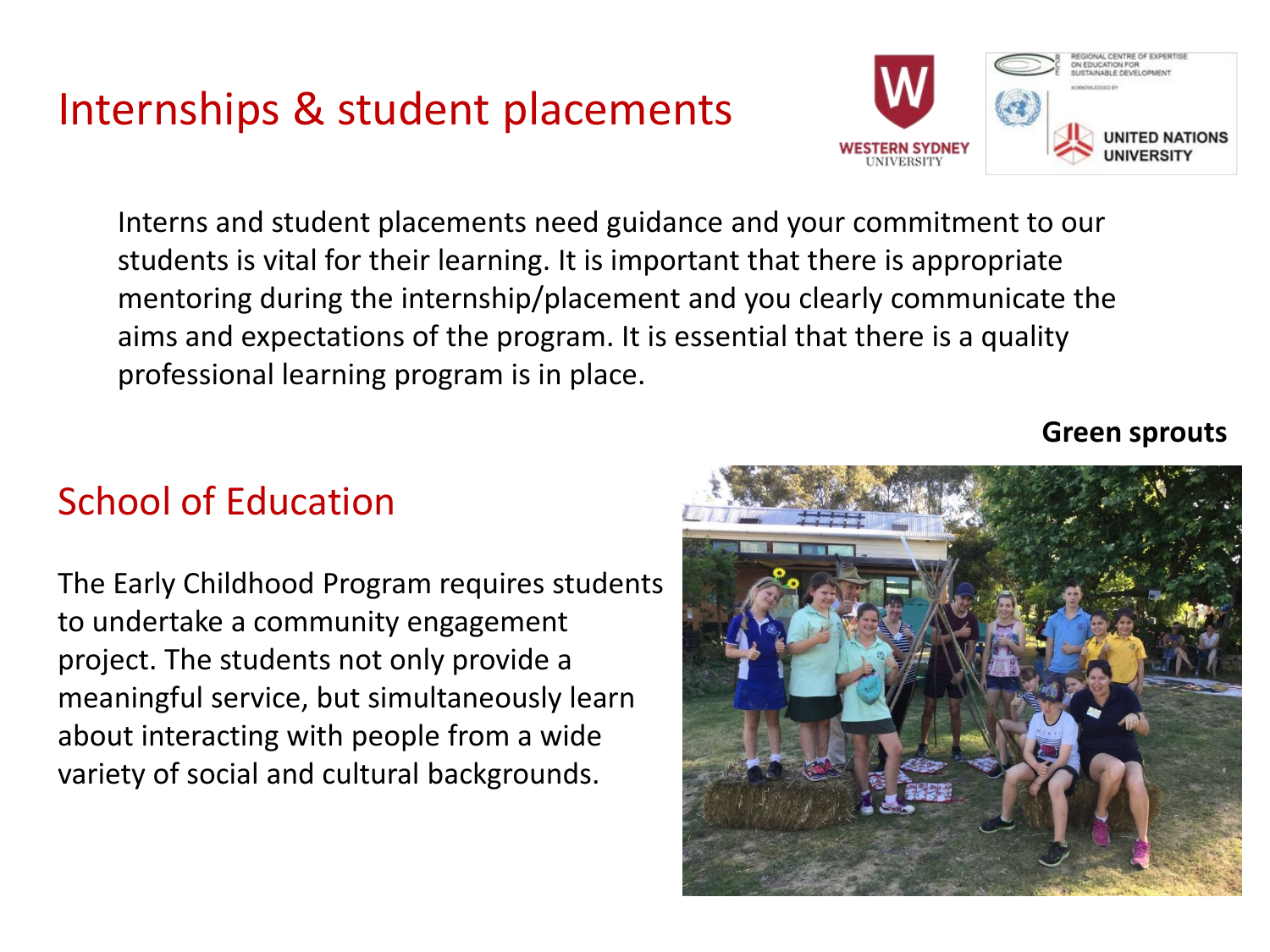# Internships & student placements

Interns and student placements need guidance and your commitment to our students is vital for their learning. It is important that there is appropriate mentoring during the internship/placement and you clearly communicate the aims and expectations of the program. It is essential that there is a quality professional learning program is in place.

**Green sprouts**

## School of Education

The Early Childhood Program requires students to undertake a community engagement project. The students not only provide a meaningful service, but simultaneously learn about interacting with people from a wide variety of social and cultural backgrounds.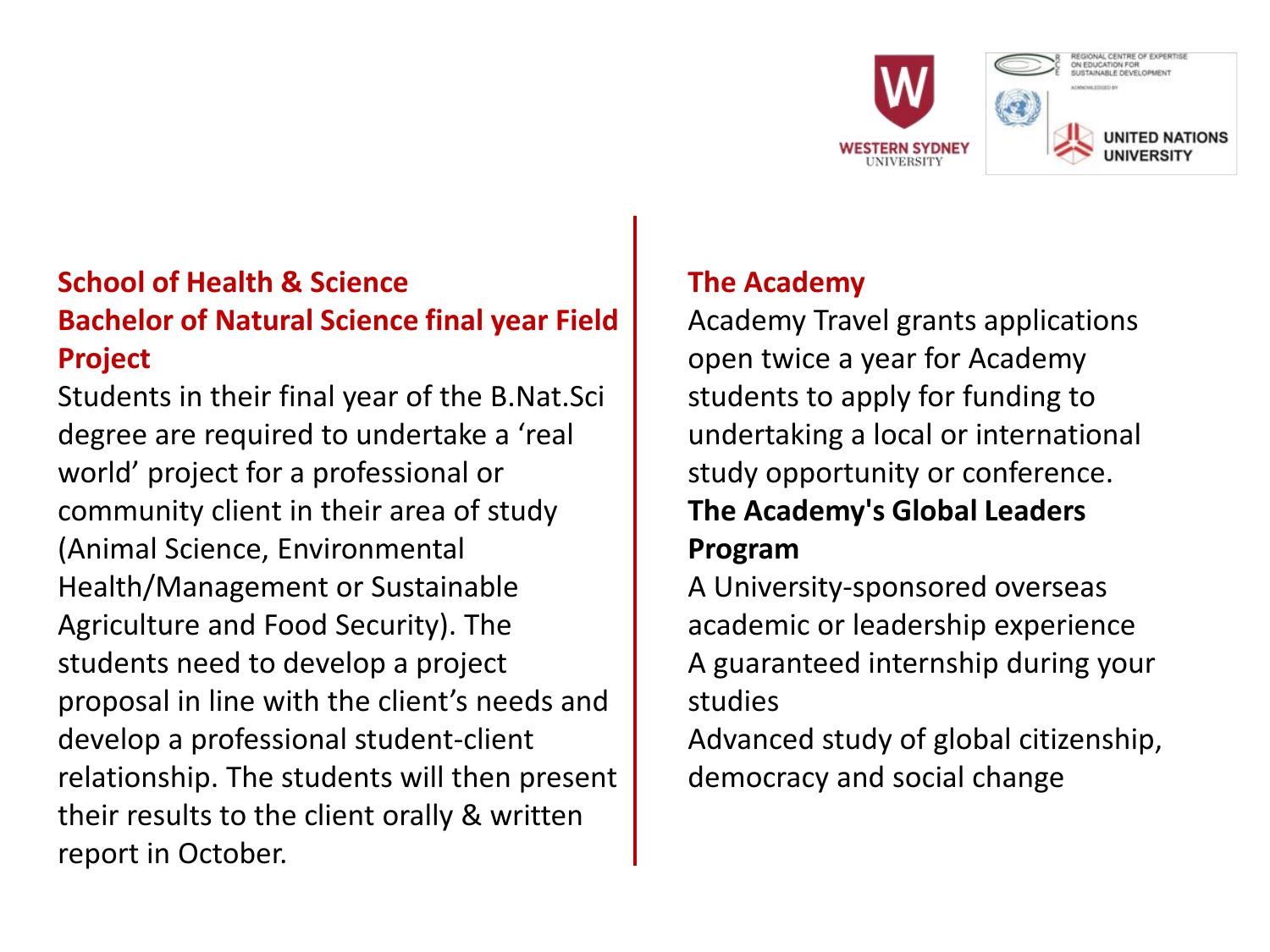## School of Health & Science

## Bachelor of Natural Science final year Field Project

Students in their final year of the B.Nat.Sci degree are required to undertake a 'real world' project for a professional or community client in their area of study (Animal Science, Environmental Health/Management or Sustainable Agriculture and Food Security). The students need to develop a project proposal in line with the client's needs and develop a professional student-client relationship. The students will then present their results to the client orally & written report in October.

## The Academy

Academy Travel grants applications open twice a year for Academy students to apply for funding to undertaking a local or international study opportunity or conference.

**The Academy's Global Leaders Program**

A University-sponsored overseas academic or leadership experience

A guaranteed internship during your studies

Advanced study of global citizenship, democracy and social change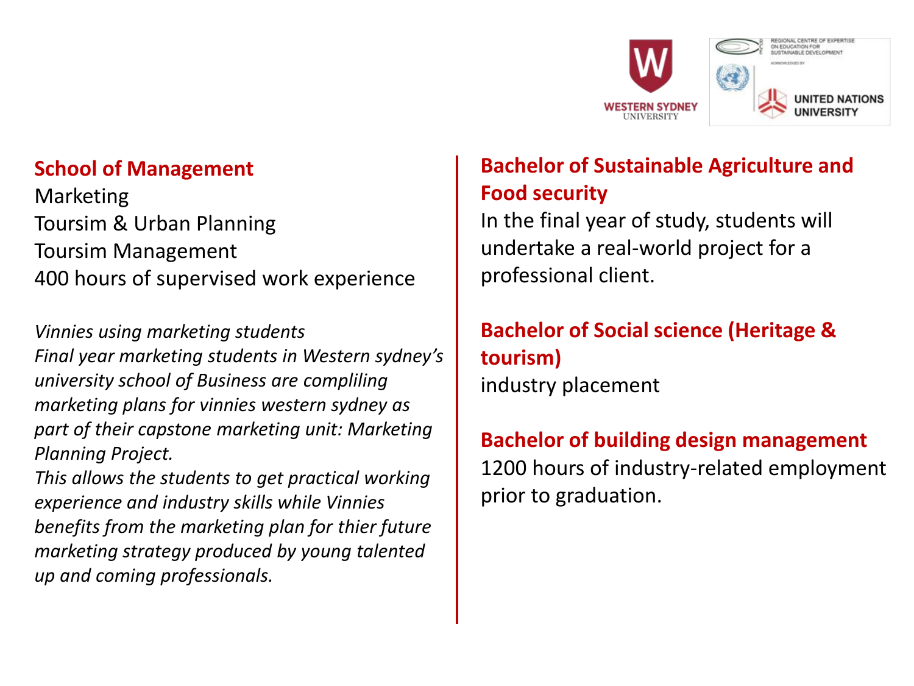**School of Management**

Marketing

Toursim & Urban Planning

Toursim Management

400 hours of supervised work experience

*Vinnies using marketing students*

*Final year marketing students in Western sydney's university school of Business are compliling marketing plans for vinnies western sydney as part of their capstone marketing unit: Marketing Planning Project.*

*This allows the students to get practical working experience and industry skills while Vinnies benefits from the marketing plan for thier future marketing strategy produced by young talented up and coming professionals.*

**Bachelor of Sustainable Agriculture and Food security**

In the final year of study, students will undertake a real-world project for a professional client.

**Bachelor of Social science (Heritage & tourism)**

industry placement

**Bachelor of building design management**

1200 hours of industry-related employment prior to graduation.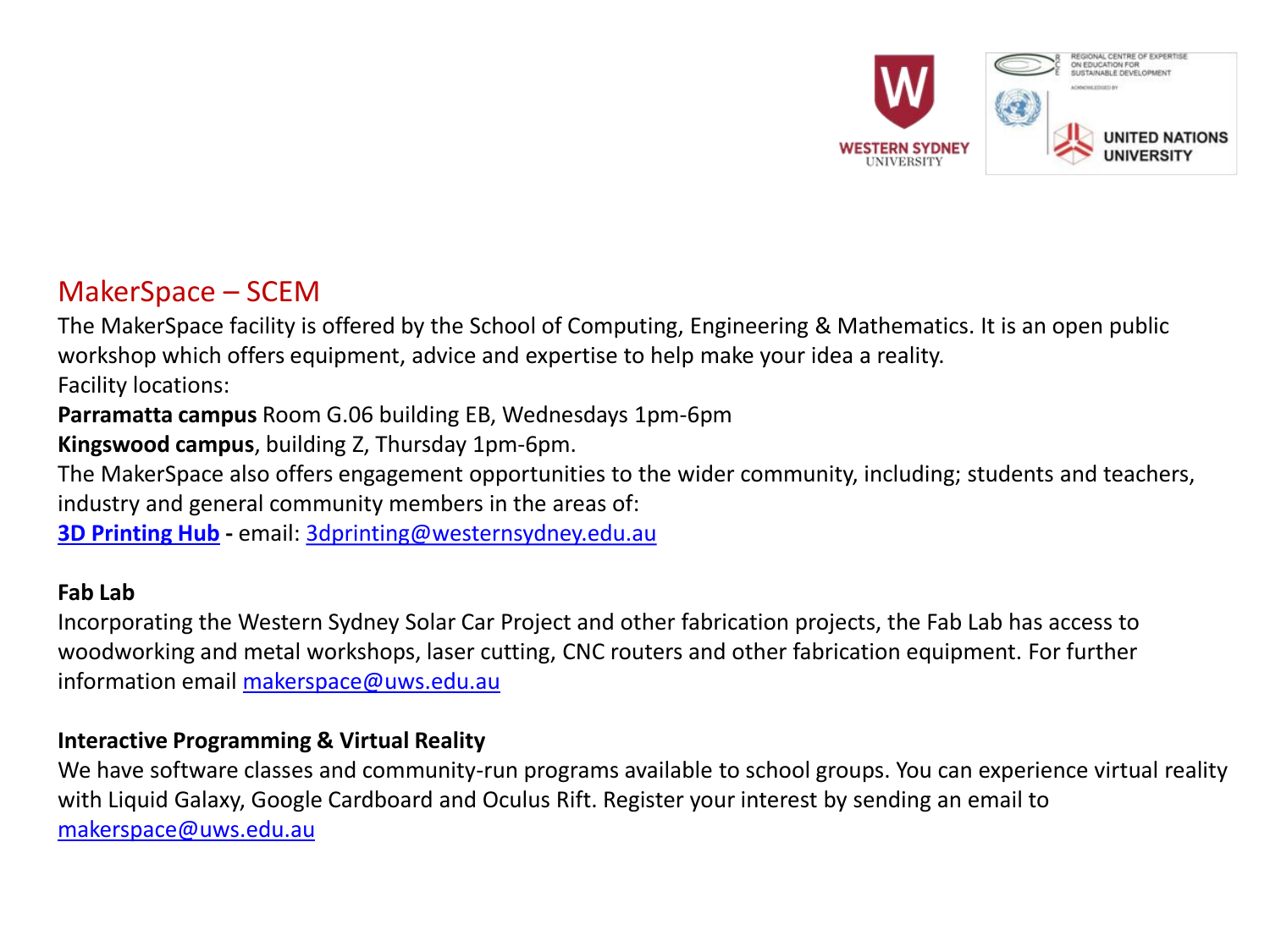## MakerSpace – SCEM

The MakerSpace facility is offered by the School of Computing, Engineering & Mathematics. It is an open public workshop which offers equipment, advice and expertise to help make your idea a reality.

Facility locations:

**Parramatta campus** Room G.06 building EB, Wednesdays 1pm-6pm

**Kingswood campus**, building Z, Thursday 1pm-6pm.

The MakerSpace also offers engagement opportunities to the wider community, including; students and teachers, industry and general community members in the areas of:

**3D Printing Hub -** email: 3dprinting@westernsydney.edu.au

**Fab Lab**

Incorporating the Western Sydney Solar Car Project and other fabrication projects, the Fab Lab has access to woodworking and metal workshops, laser cutting, CNC routers and other fabrication equipment. For further information email makerspace@uws.edu.au

**Interactive Programming & Virtual Reality**

We have software classes and community-run programs available to school groups. You can experience virtual reality with Liquid Galaxy, Google Cardboard and Oculus Rift. Register your interest by sending an email to makerspace@uws.edu.au